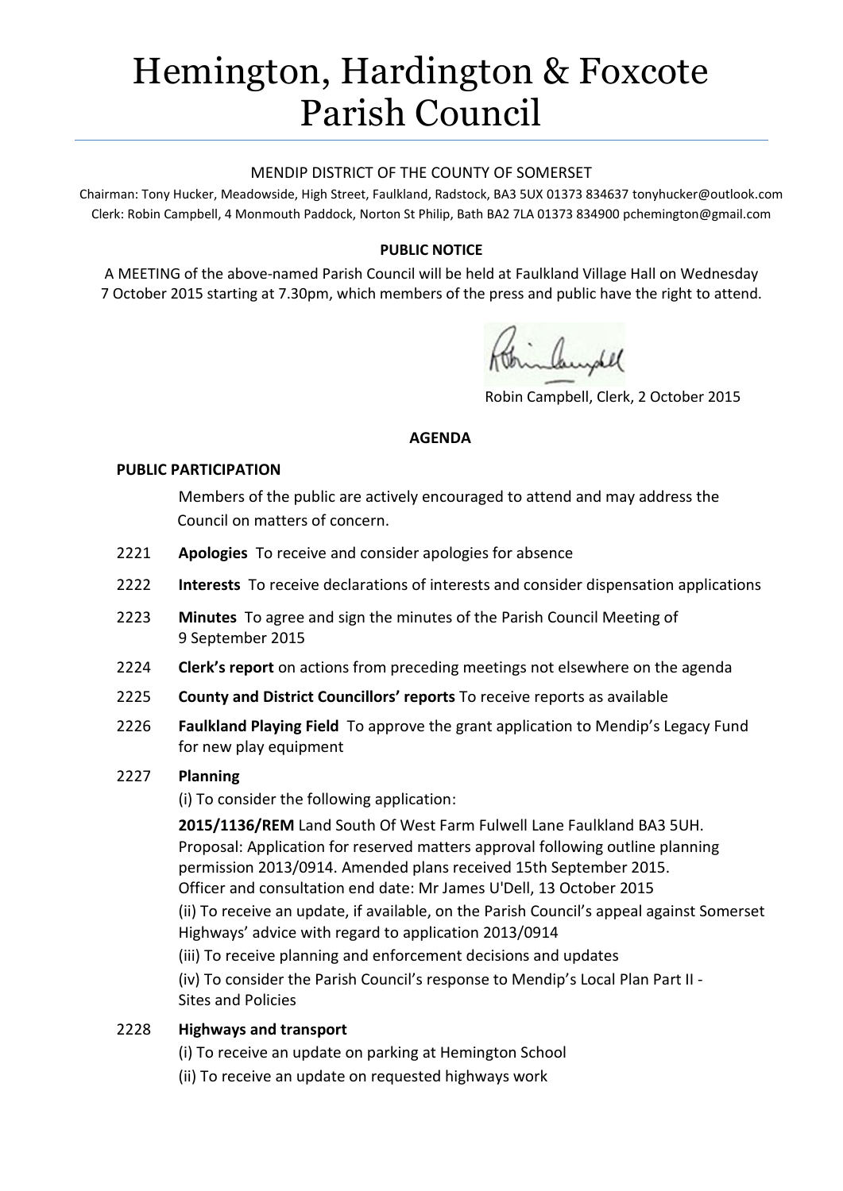# Hemington, Hardington & Foxcote Parish Council

MENDIP DISTRICT OF THE COUNTY OF SOMERSET

Chairman: Tony Hucker, Meadowside, High Street, Faulkland, Radstock, BA3 5UX 01373 834637 tonyhucker@outlook.com
Clerk: Robin Campbell, 4 Monmouth Paddock, Norton St Philip, Bath BA2 7LA 01373 834900 pchemington@gmail.com

**PUBLIC NOTICE**

A MEETING of the above-named Parish Council will be held at Faulkland Village Hall on Wednesday 7 October 2015 starting at 7.30pm, which members of the press and public have the right to attend.

Robin Campbell, Clerk, 2 October 2015

**AGENDA**

**PUBLIC PARTICIPATION**

Members of the public are actively encouraged to attend and may address the Council on matters of concern.

2221 **Apologies** To receive and consider apologies for absence

2222 **Interests** To receive declarations of interests and consider dispensation applications

2223 **Minutes** To agree and sign the minutes of the Parish Council Meeting of 9 September 2015

2224 **Clerk's report** on actions from preceding meetings not elsewhere on the agenda

2225 **County and District Councillors' reports** To receive reports as available

2226 **Faulkland Playing Field** To approve the grant application to Mendip's Legacy Fund for new play equipment

2227 **Planning**

(i) To consider the following application:

**2015/1136/REM** Land South Of West Farm Fulwell Lane Faulkland BA3 5UH. Proposal: Application for reserved matters approval following outline planning permission 2013/0914. Amended plans received 15th September 2015. Officer and consultation end date: Mr James U'Dell, 13 October 2015

(ii) To receive an update, if available, on the Parish Council's appeal against Somerset Highways' advice with regard to application 2013/0914

(iii) To receive planning and enforcement decisions and updates

(iv) To consider the Parish Council's response to Mendip's Local Plan Part II - Sites and Policies

2228 **Highways and transport**

(i) To receive an update on parking at Hemington School

(ii) To receive an update on requested highways work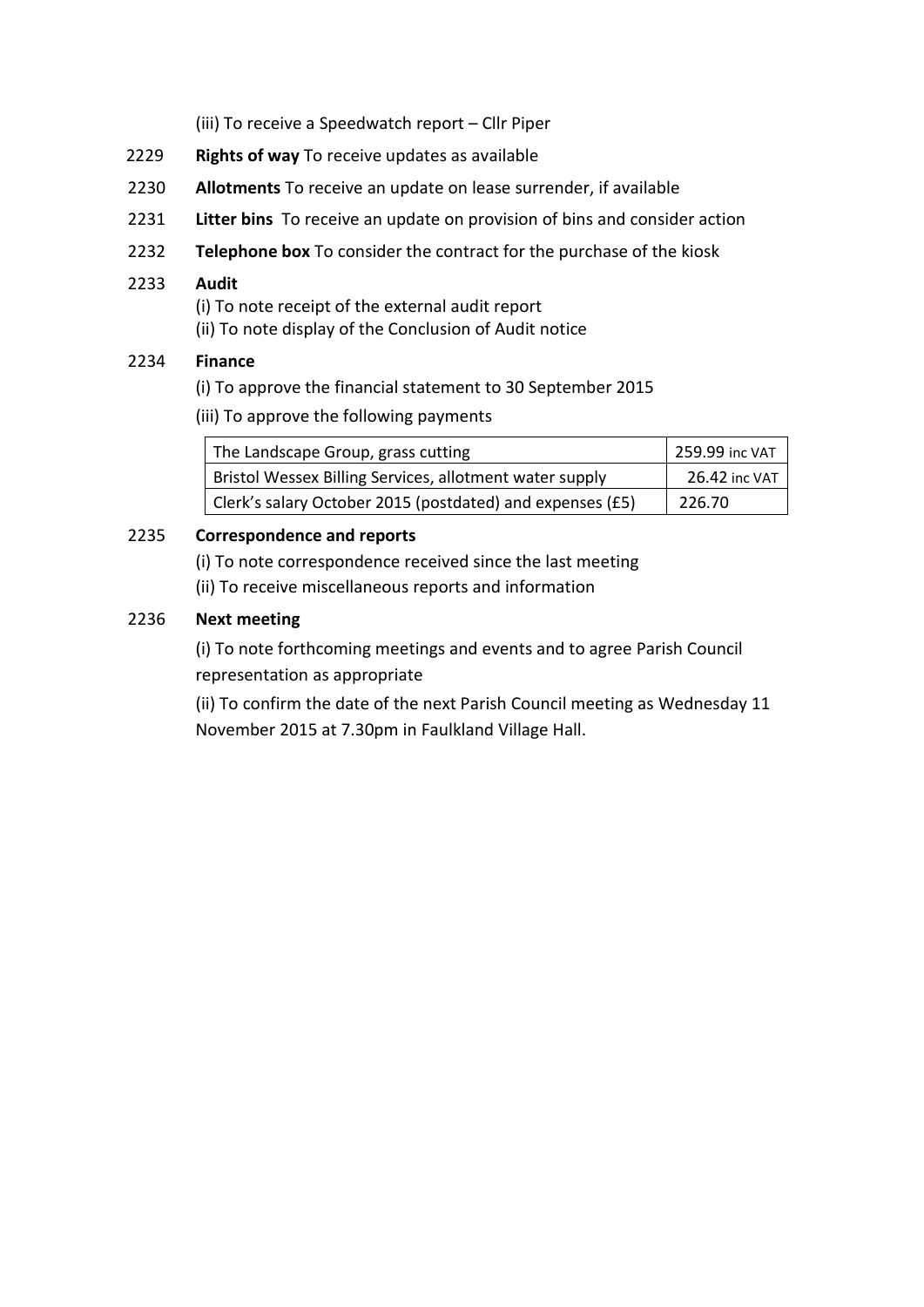(iii) To receive a Speedwatch report – Cllr Piper

2229 **Rights of way** To receive updates as available

2230 **Allotments** To receive an update on lease surrender, if available

2231 **Litter bins** To receive an update on provision of bins and consider action

2232 **Telephone box** To consider the contract for the purchase of the kiosk

2233 **Audit**

(i) To note receipt of the external audit report
(ii) To note display of the Conclusion of Audit notice

2234 **Finance**

(i) To approve the financial statement to 30 September 2015

(iii) To approve the following payments

| | |
|---|---|
| The Landscape Group, grass cutting | 259.99 inc VAT |
| Bristol Wessex Billing Services, allotment water supply | 26.42 inc VAT |
| Clerk's salary October 2015 (postdated) and expenses (£5) | 226.70 |

2235 **Correspondence and reports**

(i) To note correspondence received since the last meeting

(ii) To receive miscellaneous reports and information

2236 **Next meeting**

(i) To note forthcoming meetings and events and to agree Parish Council representation as appropriate

(ii) To confirm the date of the next Parish Council meeting as Wednesday 11 November 2015 at 7.30pm in Faulkland Village Hall.